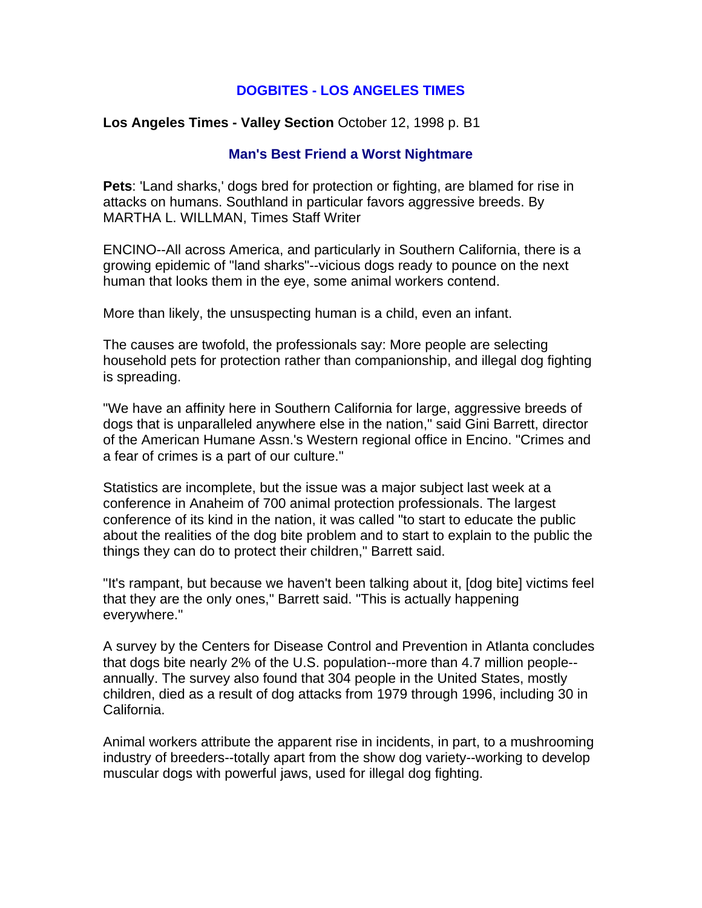# DOGBITES - LOS ANGELES TIMES

**Los Angeles Times - Valley Section** October 12, 1998 p. B1

## Man's Best Friend a Worst Nightmare

**Pets**: 'Land sharks,' dogs bred for protection or fighting, are blamed for rise in attacks on humans. Southland in particular favors aggressive breeds. By MARTHA L. WILLMAN, Times Staff Writer

ENCINO--All across America, and particularly in Southern California, there is a growing epidemic of "land sharks"--vicious dogs ready to pounce on the next human that looks them in the eye, some animal workers contend.

More than likely, the unsuspecting human is a child, even an infant.

The causes are twofold, the professionals say: More people are selecting household pets for protection rather than companionship, and illegal dog fighting is spreading.

"We have an affinity here in Southern California for large, aggressive breeds of dogs that is unparalleled anywhere else in the nation," said Gini Barrett, director of the American Humane Assn.'s Western regional office in Encino. "Crimes and a fear of crimes is a part of our culture."

Statistics are incomplete, but the issue was a major subject last week at a conference in Anaheim of 700 animal protection professionals. The largest conference of its kind in the nation, it was called "to start to educate the public about the realities of the dog bite problem and to start to explain to the public the things they can do to protect their children," Barrett said.

"It's rampant, but because we haven't been talking about it, [dog bite] victims feel that they are the only ones," Barrett said. "This is actually happening everywhere."

A survey by the Centers for Disease Control and Prevention in Atlanta concludes that dogs bite nearly 2% of the U.S. population--more than 4.7 million people--annually. The survey also found that 304 people in the United States, mostly children, died as a result of dog attacks from 1979 through 1996, including 30 in California.

Animal workers attribute the apparent rise in incidents, in part, to a mushrooming industry of breeders--totally apart from the show dog variety--working to develop muscular dogs with powerful jaws, used for illegal dog fighting.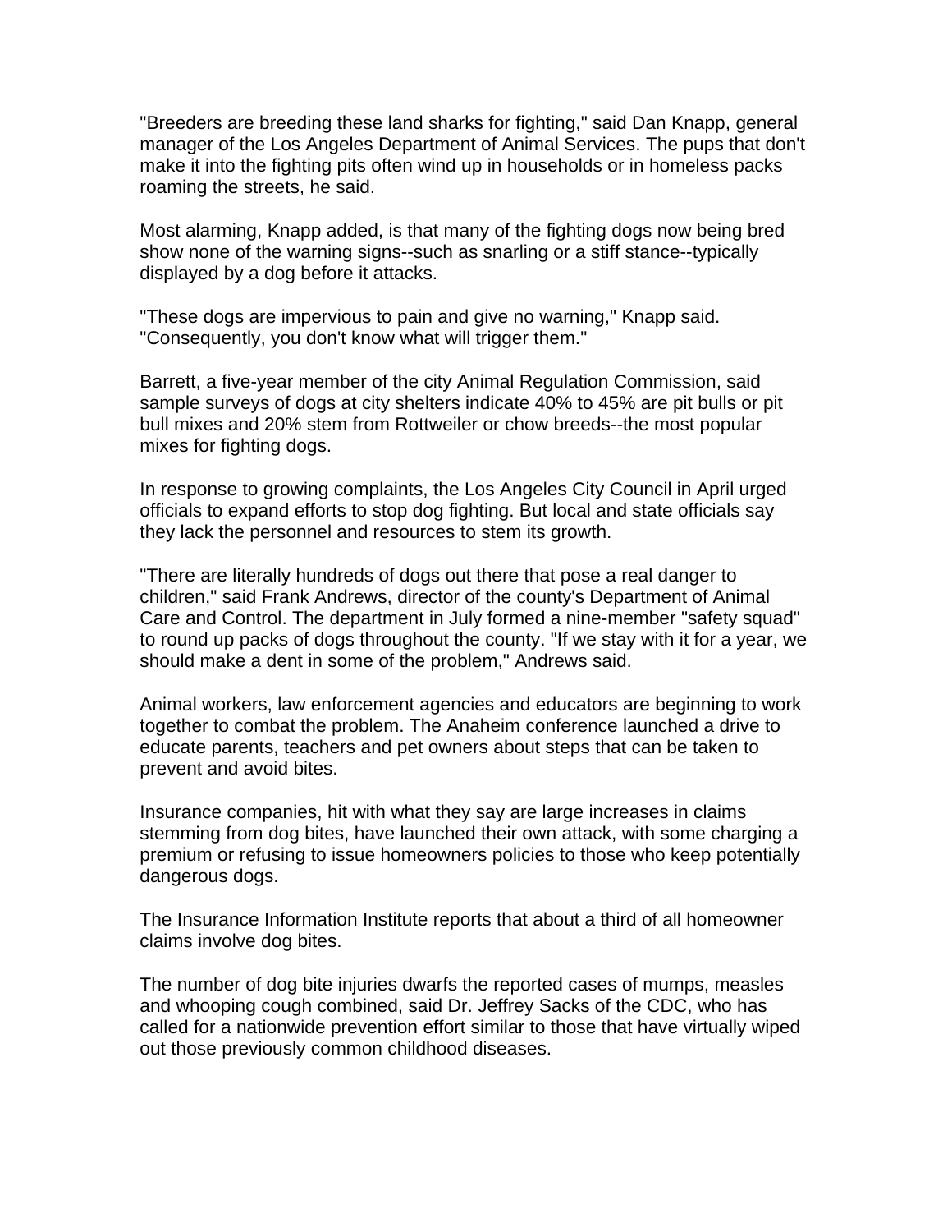"Breeders are breeding these land sharks for fighting," said Dan Knapp, general manager of the Los Angeles Department of Animal Services. The pups that don't make it into the fighting pits often wind up in households or in homeless packs roaming the streets, he said.

Most alarming, Knapp added, is that many of the fighting dogs now being bred show none of the warning signs--such as snarling or a stiff stance--typically displayed by a dog before it attacks.

"These dogs are impervious to pain and give no warning," Knapp said. "Consequently, you don't know what will trigger them."

Barrett, a five-year member of the city Animal Regulation Commission, said sample surveys of dogs at city shelters indicate 40% to 45% are pit bulls or pit bull mixes and 20% stem from Rottweiler or chow breeds--the most popular mixes for fighting dogs.

In response to growing complaints, the Los Angeles City Council in April urged officials to expand efforts to stop dog fighting. But local and state officials say they lack the personnel and resources to stem its growth.

"There are literally hundreds of dogs out there that pose a real danger to children," said Frank Andrews, director of the county's Department of Animal Care and Control. The department in July formed a nine-member "safety squad" to round up packs of dogs throughout the county. "If we stay with it for a year, we should make a dent in some of the problem," Andrews said.

Animal workers, law enforcement agencies and educators are beginning to work together to combat the problem. The Anaheim conference launched a drive to educate parents, teachers and pet owners about steps that can be taken to prevent and avoid bites.

Insurance companies, hit with what they say are large increases in claims stemming from dog bites, have launched their own attack, with some charging a premium or refusing to issue homeowners policies to those who keep potentially dangerous dogs.

The Insurance Information Institute reports that about a third of all homeowner claims involve dog bites.

The number of dog bite injuries dwarfs the reported cases of mumps, measles and whooping cough combined, said Dr. Jeffrey Sacks of the CDC, who has called for a nationwide prevention effort similar to those that have virtually wiped out those previously common childhood diseases.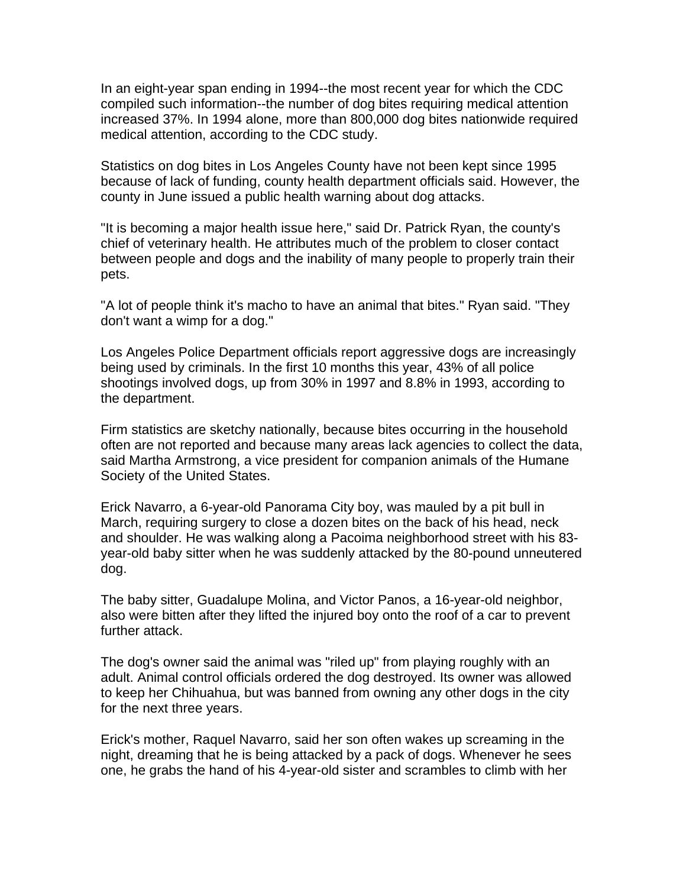In an eight-year span ending in 1994--the most recent year for which the CDC compiled such information--the number of dog bites requiring medical attention increased 37%. In 1994 alone, more than 800,000 dog bites nationwide required medical attention, according to the CDC study.

Statistics on dog bites in Los Angeles County have not been kept since 1995 because of lack of funding, county health department officials said. However, the county in June issued a public health warning about dog attacks.

"It is becoming a major health issue here," said Dr. Patrick Ryan, the county's chief of veterinary health. He attributes much of the problem to closer contact between people and dogs and the inability of many people to properly train their pets.

"A lot of people think it's macho to have an animal that bites." Ryan said. "They don't want a wimp for a dog."

Los Angeles Police Department officials report aggressive dogs are increasingly being used by criminals. In the first 10 months this year, 43% of all police shootings involved dogs, up from 30% in 1997 and 8.8% in 1993, according to the department.

Firm statistics are sketchy nationally, because bites occurring in the household often are not reported and because many areas lack agencies to collect the data, said Martha Armstrong, a vice president for companion animals of the Humane Society of the United States.

Erick Navarro, a 6-year-old Panorama City boy, was mauled by a pit bull in March, requiring surgery to close a dozen bites on the back of his head, neck and shoulder. He was walking along a Pacoima neighborhood street with his 83-year-old baby sitter when he was suddenly attacked by the 80-pound unneutered dog.

The baby sitter, Guadalupe Molina, and Victor Panos, a 16-year-old neighbor, also were bitten after they lifted the injured boy onto the roof of a car to prevent further attack.

The dog's owner said the animal was "riled up" from playing roughly with an adult. Animal control officials ordered the dog destroyed. Its owner was allowed to keep her Chihuahua, but was banned from owning any other dogs in the city for the next three years.

Erick's mother, Raquel Navarro, said her son often wakes up screaming in the night, dreaming that he is being attacked by a pack of dogs. Whenever he sees one, he grabs the hand of his 4-year-old sister and scrambles to climb with her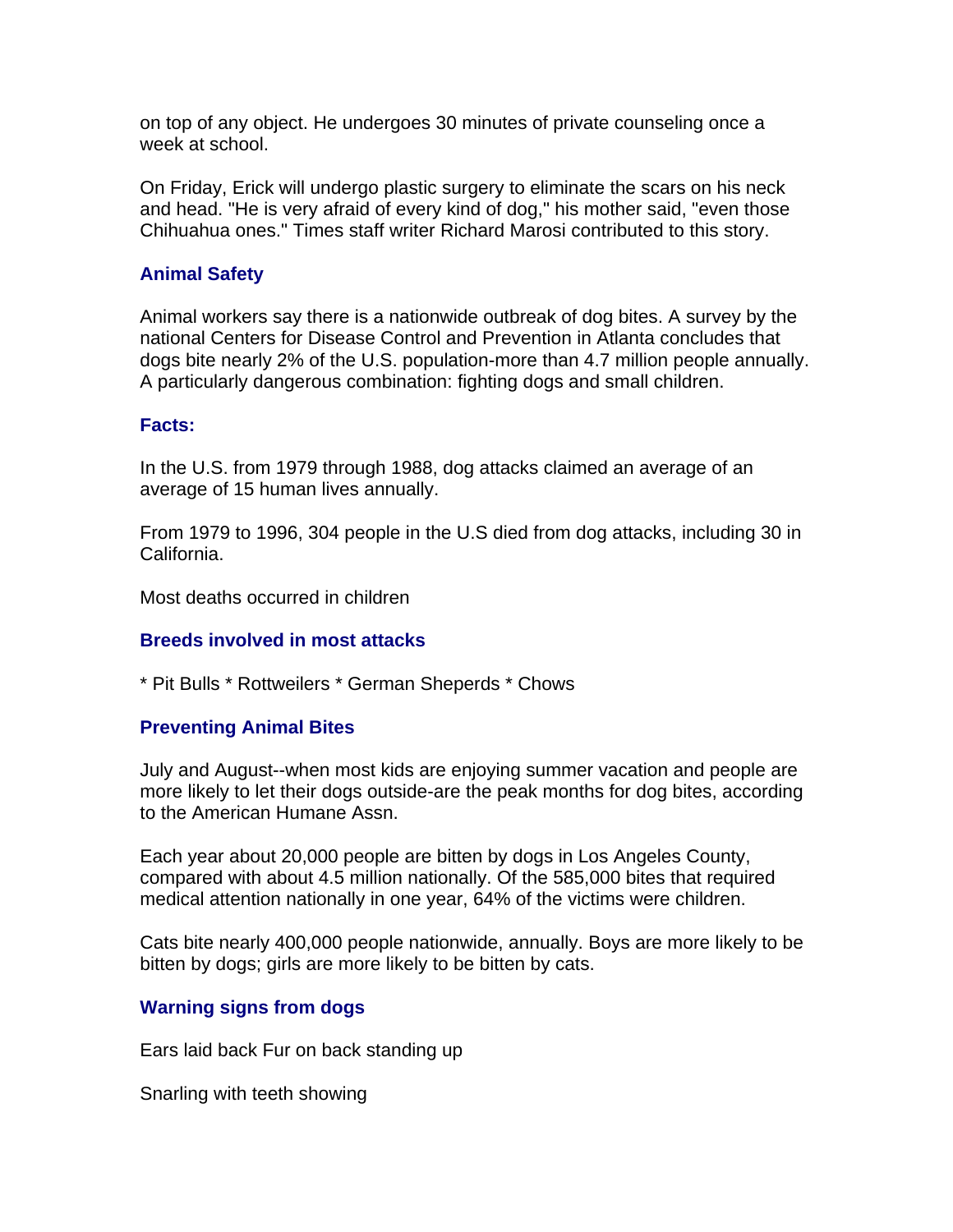on top of any object. He undergoes 30 minutes of private counseling once a week at school.

On Friday, Erick will undergo plastic surgery to eliminate the scars on his neck and head. "He is very afraid of every kind of dog," his mother said, "even those Chihuahua ones." Times staff writer Richard Marosi contributed to this story.

### Animal Safety

Animal workers say there is a nationwide outbreak of dog bites. A survey by the national Centers for Disease Control and Prevention in Atlanta concludes that dogs bite nearly 2% of the U.S. population-more than 4.7 million people annually. A particularly dangerous combination: fighting dogs and small children.

### Facts:

In the U.S. from 1979 through 1988, dog attacks claimed an average of an average of 15 human lives annually.

From 1979 to 1996, 304 people in the U.S died from dog attacks, including 30 in California.

Most deaths occurred in children

### Breeds involved in most attacks

* Pit Bulls * Rottweilers * German Sheperds * Chows

### Preventing Animal Bites

July and August--when most kids are enjoying summer vacation and people are more likely to let their dogs outside-are the peak months for dog bites, according to the American Humane Assn.

Each year about 20,000 people are bitten by dogs in Los Angeles County, compared with about 4.5 million nationally. Of the 585,000 bites that required medical attention nationally in one year, 64% of the victims were children.

Cats bite nearly 400,000 people nationwide, annually. Boys are more likely to be bitten by dogs; girls are more likely to be bitten by cats.

### Warning signs from dogs

Ears laid back Fur on back standing up

Snarling with teeth showing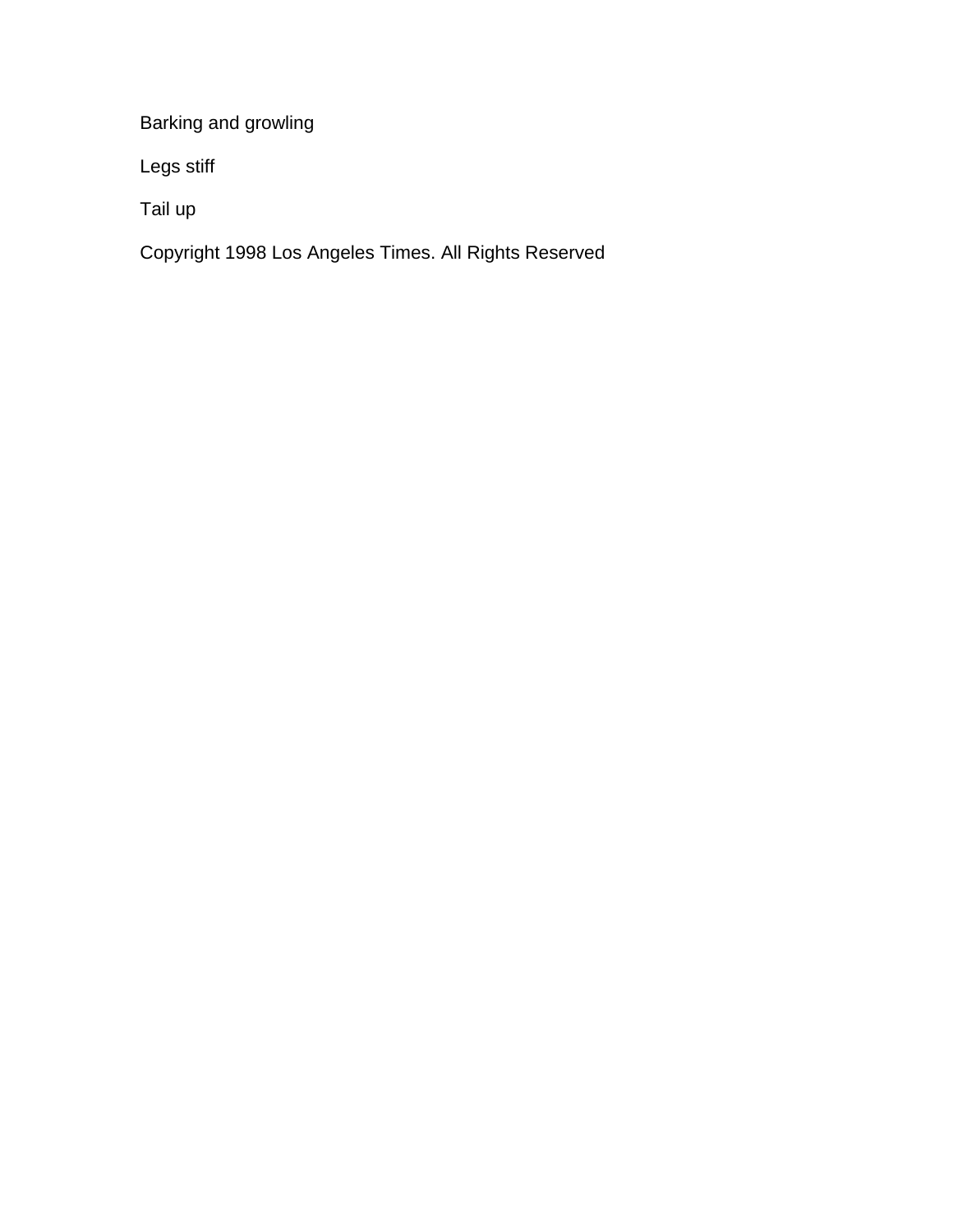Barking and growling

Legs stiff

Tail up

Copyright 1998 Los Angeles Times. All Rights Reserved